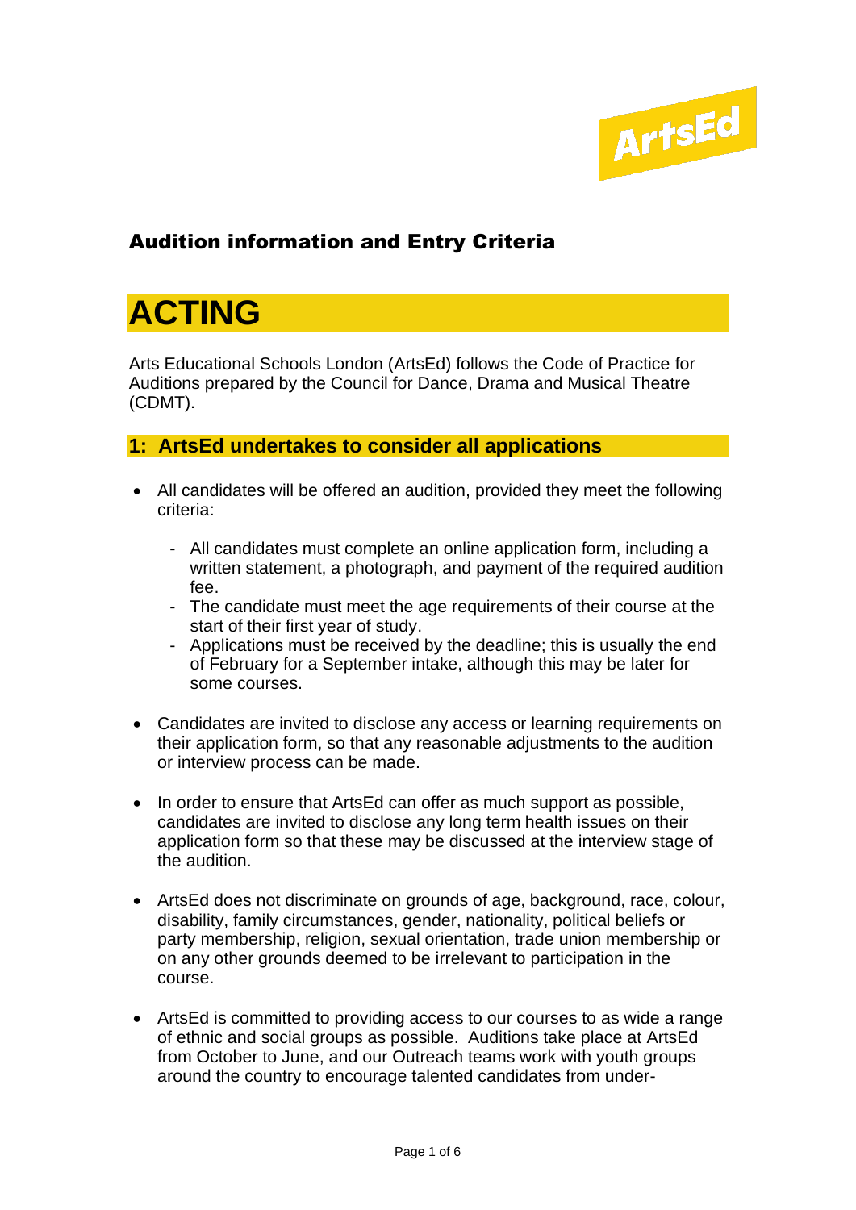ArtsEd

## Audition information and Entry Criteria

# ACTING

Arts Educational Schools London (ArtsEd) follows the Code of Practice for Auditions prepared by the Council for Dance, Drama and Musical Theatre (CDMT).

## 1: ArtsEd undertakes to consider all applications

- All candidates will be offered an audition, provided they meet the following criteria:
  - All candidates must complete an online application form, including a written statement, a photograph, and payment of the required audition fee.
  - The candidate must meet the age requirements of their course at the start of their first year of study.
  - Applications must be received by the deadline; this is usually the end of February for a September intake, although this may be later for some courses.
- Candidates are invited to disclose any access or learning requirements on their application form, so that any reasonable adjustments to the audition or interview process can be made.
- In order to ensure that ArtsEd can offer as much support as possible, candidates are invited to disclose any long term health issues on their application form so that these may be discussed at the interview stage of the audition.
- ArtsEd does not discriminate on grounds of age, background, race, colour, disability, family circumstances, gender, nationality, political beliefs or party membership, religion, sexual orientation, trade union membership or on any other grounds deemed to be irrelevant to participation in the course.
- ArtsEd is committed to providing access to our courses to as wide a range of ethnic and social groups as possible. Auditions take place at ArtsEd from October to June, and our Outreach teams work with youth groups around the country to encourage talented candidates from under-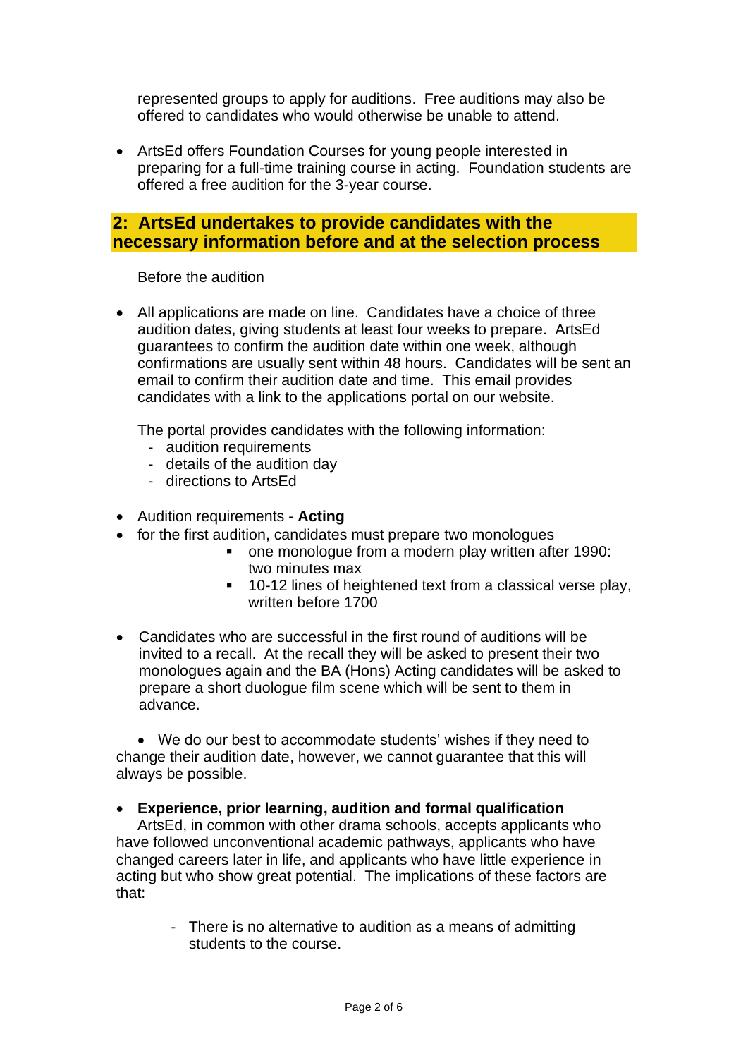represented groups to apply for auditions. Free auditions may also be offered to candidates who would otherwise be unable to attend.

- ArtsEd offers Foundation Courses for young people interested in preparing for a full-time training course in acting. Foundation students are offered a free audition for the 3-year course.

## 2: ArtsEd undertakes to provide candidates with the necessary information before and at the selection process

Before the audition

- All applications are made on line. Candidates have a choice of three audition dates, giving students at least four weeks to prepare. ArtsEd guarantees to confirm the audition date within one week, although confirmations are usually sent within 48 hours. Candidates will be sent an email to confirm their audition date and time. This email provides candidates with a link to the applications portal on our website.

  The portal provides candidates with the following information:
  - audition requirements
  - details of the audition day
  - directions to ArtsEd

- Audition requirements - **Acting**
- for the first audition, candidates must prepare two monologues
  - one monologue from a modern play written after 1990: two minutes max
  - 10-12 lines of heightened text from a classical verse play, written before 1700

- Candidates who are successful in the first round of auditions will be invited to a recall. At the recall they will be asked to present their two monologues again and the BA (Hons) Acting candidates will be asked to prepare a short duologue film scene which will be sent to them in advance.

- We do our best to accommodate students' wishes if they need to change their audition date, however, we cannot guarantee that this will always be possible.

- **Experience, prior learning, audition and formal qualification**

ArtsEd, in common with other drama schools, accepts applicants who have followed unconventional academic pathways, applicants who have changed careers later in life, and applicants who have little experience in acting but who show great potential. The implications of these factors are that:

- There is no alternative to audition as a means of admitting students to the course.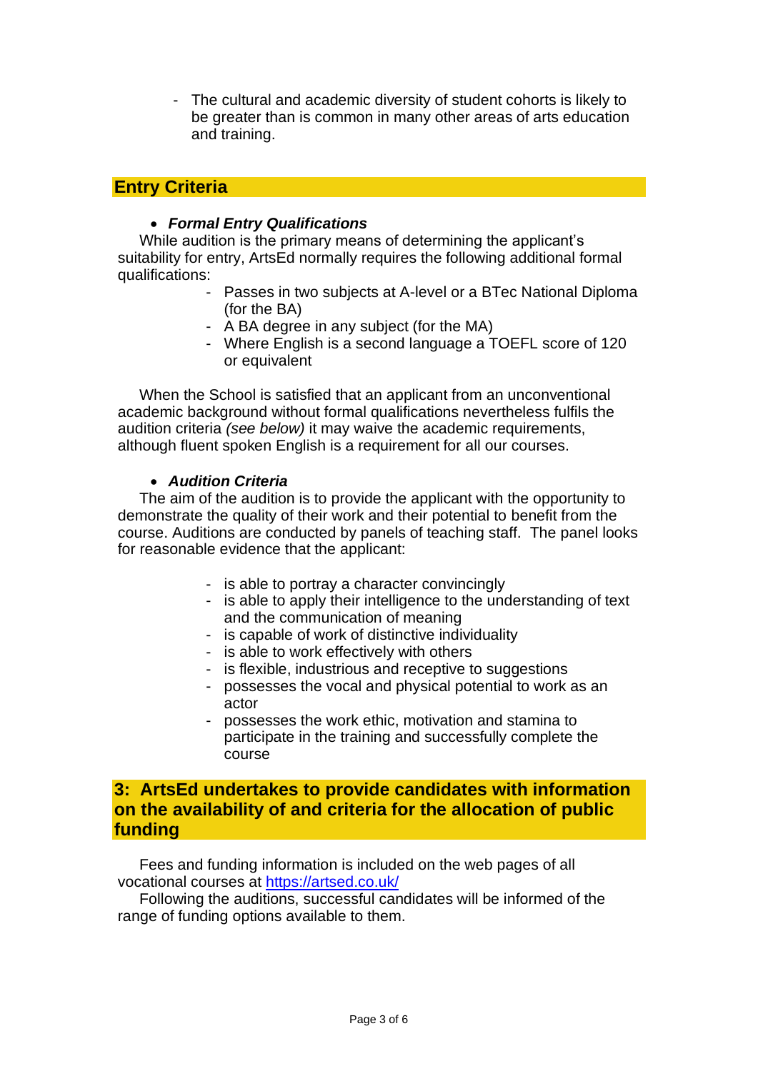- The cultural and academic diversity of student cohorts is likely to be greater than is common in many other areas of arts education and training.

## Entry Criteria

- ***Formal Entry Qualifications***

While audition is the primary means of determining the applicant's suitability for entry, ArtsEd normally requires the following additional formal qualifications:

- Passes in two subjects at A-level or a BTec National Diploma (for the BA)
- A BA degree in any subject (for the MA)
- Where English is a second language a TOEFL score of 120 or equivalent

When the School is satisfied that an applicant from an unconventional academic background without formal qualifications nevertheless fulfils the audition criteria *(see below)* it may waive the academic requirements, although fluent spoken English is a requirement for all our courses.

- ***Audition Criteria***

The aim of the audition is to provide the applicant with the opportunity to demonstrate the quality of their work and their potential to benefit from the course. Auditions are conducted by panels of teaching staff. The panel looks for reasonable evidence that the applicant:

- is able to portray a character convincingly
- is able to apply their intelligence to the understanding of text and the communication of meaning
- is capable of work of distinctive individuality
- is able to work effectively with others
- is flexible, industrious and receptive to suggestions
- possesses the vocal and physical potential to work as an actor
- possesses the work ethic, motivation and stamina to participate in the training and successfully complete the course

## 3: ArtsEd undertakes to provide candidates with information on the availability of and criteria for the allocation of public funding

Fees and funding information is included on the web pages of all vocational courses at https://artsed.co.uk/

Following the auditions, successful candidates will be informed of the range of funding options available to them.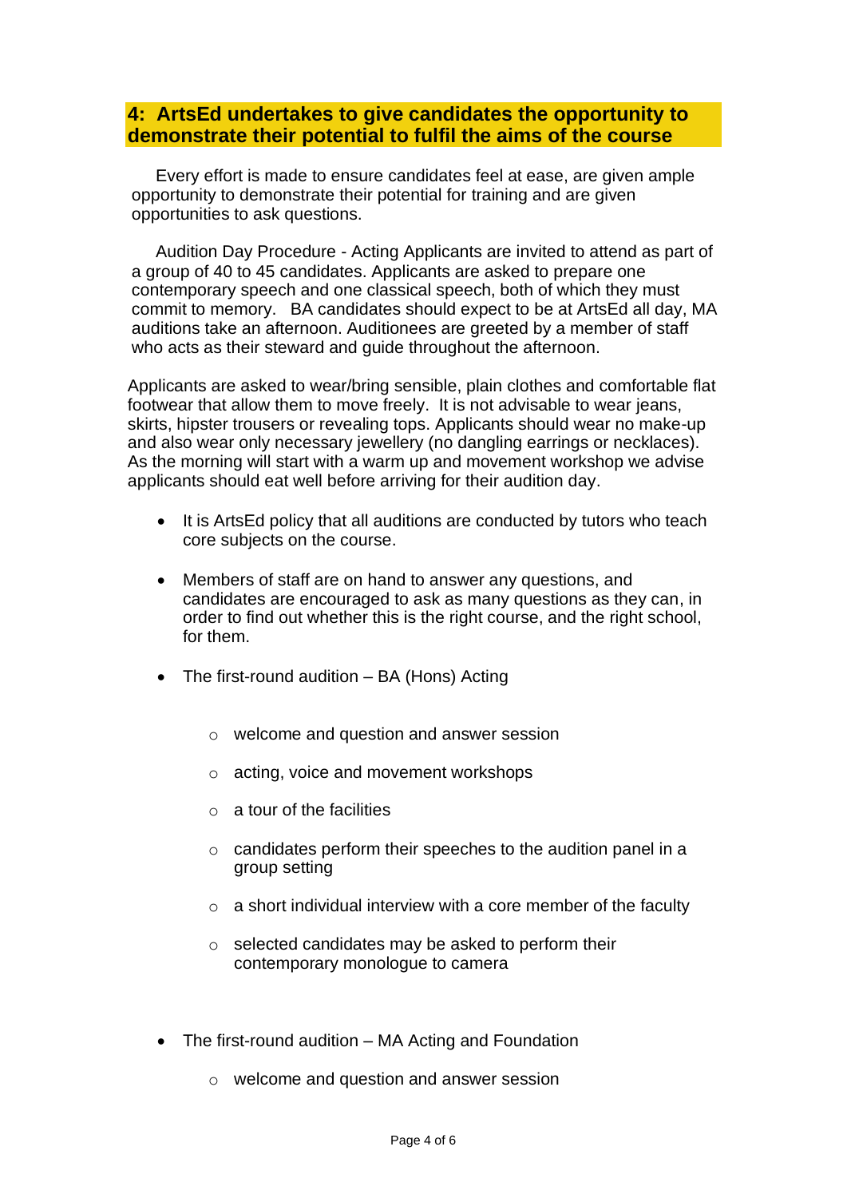## 4: ArtsEd undertakes to give candidates the opportunity to demonstrate their potential to fulfil the aims of the course

Every effort is made to ensure candidates feel at ease, are given ample opportunity to demonstrate their potential for training and are given opportunities to ask questions.

Audition Day Procedure - Acting Applicants are invited to attend as part of a group of 40 to 45 candidates. Applicants are asked to prepare one contemporary speech and one classical speech, both of which they must commit to memory. BA candidates should expect to be at ArtsEd all day, MA auditions take an afternoon. Auditionees are greeted by a member of staff who acts as their steward and guide throughout the afternoon.

Applicants are asked to wear/bring sensible, plain clothes and comfortable flat footwear that allow them to move freely. It is not advisable to wear jeans, skirts, hipster trousers or revealing tops. Applicants should wear no make-up and also wear only necessary jewellery (no dangling earrings or necklaces). As the morning will start with a warm up and movement workshop we advise applicants should eat well before arriving for their audition day.

- It is ArtsEd policy that all auditions are conducted by tutors who teach core subjects on the course.
- Members of staff are on hand to answer any questions, and candidates are encouraged to ask as many questions as they can, in order to find out whether this is the right course, and the right school, for them.
- The first-round audition – BA (Hons) Acting
  - welcome and question and answer session
  - acting, voice and movement workshops
  - a tour of the facilities
  - candidates perform their speeches to the audition panel in a group setting
  - a short individual interview with a core member of the faculty
  - selected candidates may be asked to perform their contemporary monologue to camera
- The first-round audition – MA Acting and Foundation
  - welcome and question and answer session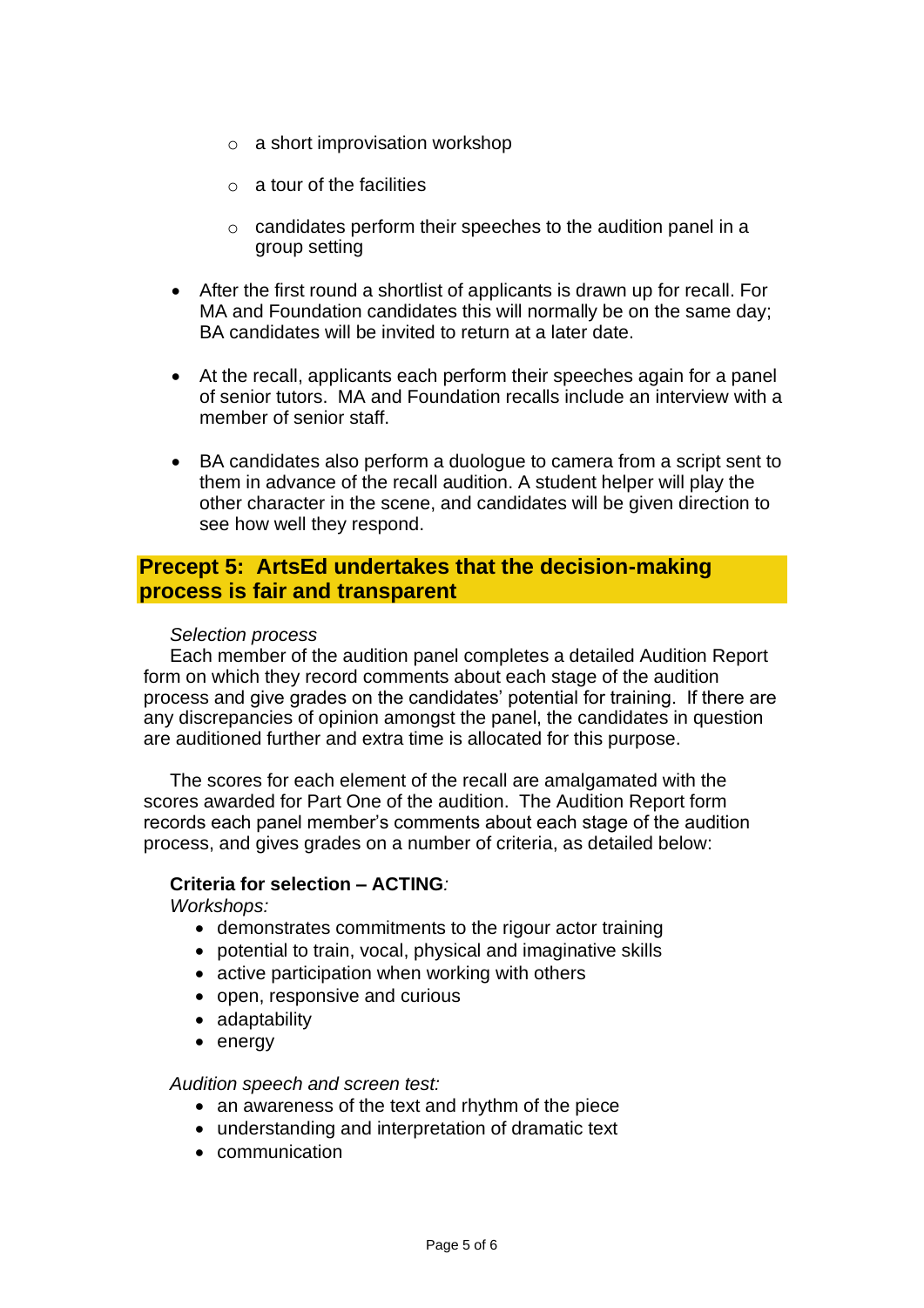- a short improvisation workshop
- a tour of the facilities
- candidates perform their speeches to the audition panel in a group setting

- After the first round a shortlist of applicants is drawn up for recall. For MA and Foundation candidates this will normally be on the same day; BA candidates will be invited to return at a later date.

- At the recall, applicants each perform their speeches again for a panel of senior tutors. MA and Foundation recalls include an interview with a member of senior staff.

- BA candidates also perform a duologue to camera from a script sent to them in advance of the recall audition. A student helper will play the other character in the scene, and candidates will be given direction to see how well they respond.

## Precept 5: ArtsEd undertakes that the decision-making process is fair and transparent

*Selection process*

Each member of the audition panel completes a detailed Audition Report form on which they record comments about each stage of the audition process and give grades on the candidates' potential for training. If there are any discrepancies of opinion amongst the panel, the candidates in question are auditioned further and extra time is allocated for this purpose.

The scores for each element of the recall are amalgamated with the scores awarded for Part One of the audition. The Audition Report form records each panel member's comments about each stage of the audition process, and gives grades on a number of criteria, as detailed below:

**Criteria for selection – ACTING***:*

*Workshops:*

- demonstrates commitments to the rigour actor training
- potential to train, vocal, physical and imaginative skills
- active participation when working with others
- open, responsive and curious
- adaptability
- energy

*Audition speech and screen test:*

- an awareness of the text and rhythm of the piece
- understanding and interpretation of dramatic text
- communication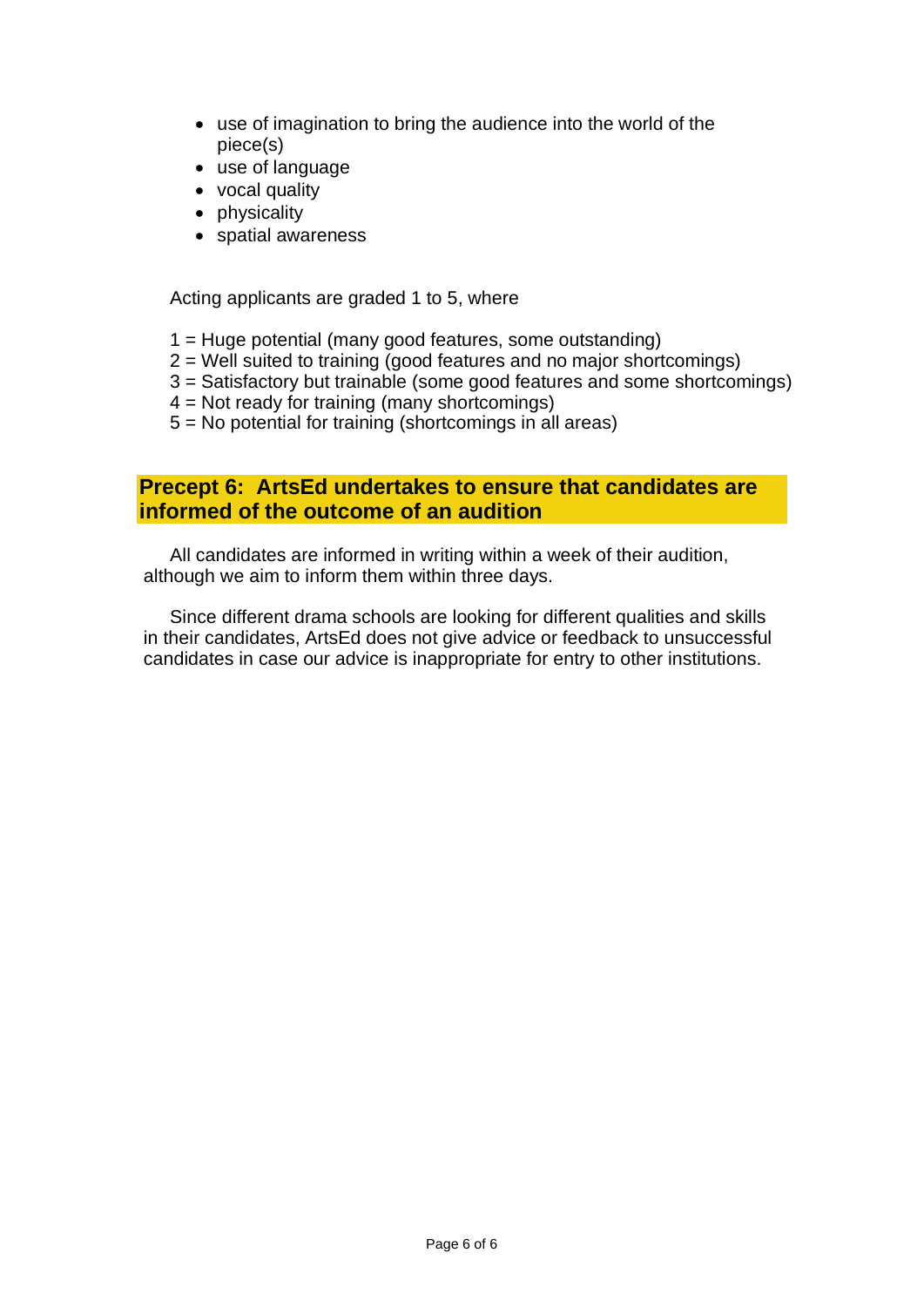- use of imagination to bring the audience into the world of the piece(s)
- use of language
- vocal quality
- physicality
- spatial awareness

Acting applicants are graded 1 to 5, where

1 = Huge potential (many good features, some outstanding)
2 = Well suited to training (good features and no major shortcomings)
3 = Satisfactory but trainable (some good features and some shortcomings)
4 = Not ready for training (many shortcomings)
5 = No potential for training (shortcomings in all areas)

## Precept 6: ArtsEd undertakes to ensure that candidates are informed of the outcome of an audition

All candidates are informed in writing within a week of their audition, although we aim to inform them within three days.

Since different drama schools are looking for different qualities and skills in their candidates, ArtsEd does not give advice or feedback to unsuccessful candidates in case our advice is inappropriate for entry to other institutions.